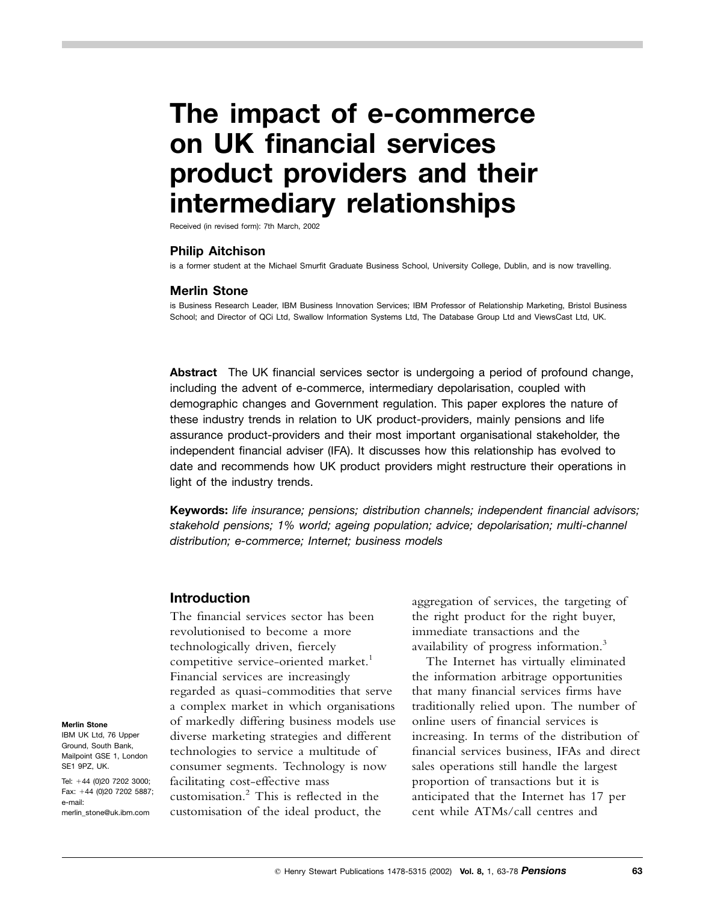# The impact of e-commerce on UK financial services product providers and their intermediary relationships

Received (in revised form): 7th March, 2002

### Philip Aitchison

is a former student at the Michael Smurfit Graduate Business School, University College, Dublin, and is now travelling.

### Merlin Stone

is Business Research Leader, IBM Business Innovation Services; IBM Professor of Relationship Marketing, Bristol Business School; and Director of QCi Ltd, Swallow Information Systems Ltd, The Database Group Ltd and ViewsCast Ltd, UK.

**Abstract** The UK financial services sector is undergoing a period of profound change, including the advent of e-commerce, intermediary depolarisation, coupled with demographic changes and Government regulation. This paper explores the nature of these industry trends in relation to UK product-providers, mainly pensions and life assurance product-providers and their most important organisational stakeholder, the independent financial adviser (IFA). It discusses how this relationship has evolved to date and recommends how UK product providers might restructure their operations in light of the industry trends.

**Keywords:** *life insurance; pensions; distribution channels; independent financial advisors; stakehold pensions; 1% world; ageing population; advice; depolarisation; multi-channel distribution; e-commerce; Internet; business models*

**Merlin Stone**
IBM UK Ltd, 76 Upper Ground, South Bank, Mailpoint GSE 1, London SE1 9PZ, UK.
Tel: +44 (0)20 7202 3000; Fax: +44 (0)20 7202 5887; e-mail: merlin_stone@uk.ibm.com

## Introduction

The financial services sector has been revolutionised to become a more technologically driven, fiercely competitive service-oriented market.[1] Financial services are increasingly regarded as quasi-commodities that serve a complex market in which organisations of markedly differing business models use diverse marketing strategies and different technologies to service a multitude of consumer segments. Technology is now facilitating cost-effective mass customisation.[2] This is reflected in the customisation of the ideal product, the aggregation of services, the targeting of the right product for the right buyer, immediate transactions and the availability of progress information.[3]

The Internet has virtually eliminated the information arbitrage opportunities that many financial services firms have traditionally relied upon. The number of online users of financial services is increasing. In terms of the distribution of financial services business, IFAs and direct sales operations still handle the largest proportion of transactions but it is anticipated that the Internet has 17 per cent while ATMs/call centres and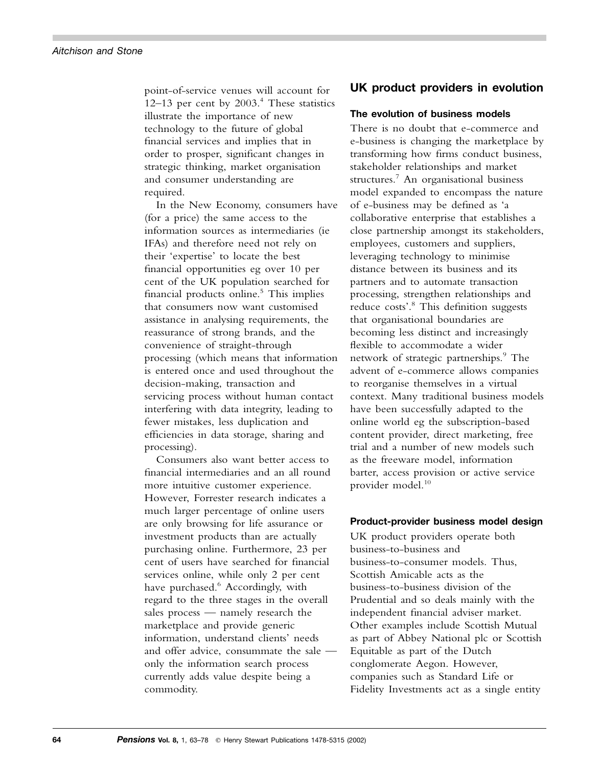point-of-service venues will account for 12–13 per cent by 2003.[4] These statistics illustrate the importance of new technology to the future of global financial services and implies that in order to prosper, significant changes in strategic thinking, market organisation and consumer understanding are required.

In the New Economy, consumers have (for a price) the same access to the information sources as intermediaries (ie IFAs) and therefore need not rely on their 'expertise' to locate the best financial opportunities eg over 10 per cent of the UK population searched for financial products online.[5] This implies that consumers now want customised assistance in analysing requirements, the reassurance of strong brands, and the convenience of straight-through processing (which means that information is entered once and used throughout the decision-making, transaction and servicing process without human contact interfering with data integrity, leading to fewer mistakes, less duplication and efficiencies in data storage, sharing and processing).

Consumers also want better access to financial intermediaries and an all round more intuitive customer experience. However, Forrester research indicates a much larger percentage of online users are only browsing for life assurance or investment products than are actually purchasing online. Furthermore, 23 per cent of users have searched for financial services online, while only 2 per cent have purchased.[6] Accordingly, with regard to the three stages in the overall sales process — namely research the marketplace and provide generic information, understand clients' needs and offer advice, consummate the sale — only the information search process currently adds value despite being a commodity.

## UK product providers in evolution

### The evolution of business models

There is no doubt that e-commerce and e-business is changing the marketplace by transforming how firms conduct business, stakeholder relationships and market structures.[7] An organisational business model expanded to encompass the nature of e-business may be defined as 'a collaborative enterprise that establishes a close partnership amongst its stakeholders, employees, customers and suppliers, leveraging technology to minimise distance between its business and its partners and to automate transaction processing, strengthen relationships and reduce costs'.[8] This definition suggests that organisational boundaries are becoming less distinct and increasingly flexible to accommodate a wider network of strategic partnerships.[9] The advent of e-commerce allows companies to reorganise themselves in a virtual context. Many traditional business models have been successfully adapted to the online world eg the subscription-based content provider, direct marketing, free trial and a number of new models such as the freeware model, information barter, access provision or active service provider model.[10]

### Product-provider business model design

UK product providers operate both business-to-business and business-to-consumer models. Thus, Scottish Amicable acts as the business-to-business division of the Prudential and so deals mainly with the independent financial adviser market. Other examples include Scottish Mutual as part of Abbey National plc or Scottish Equitable as part of the Dutch conglomerate Aegon. However, companies such as Standard Life or Fidelity Investments act as a single entity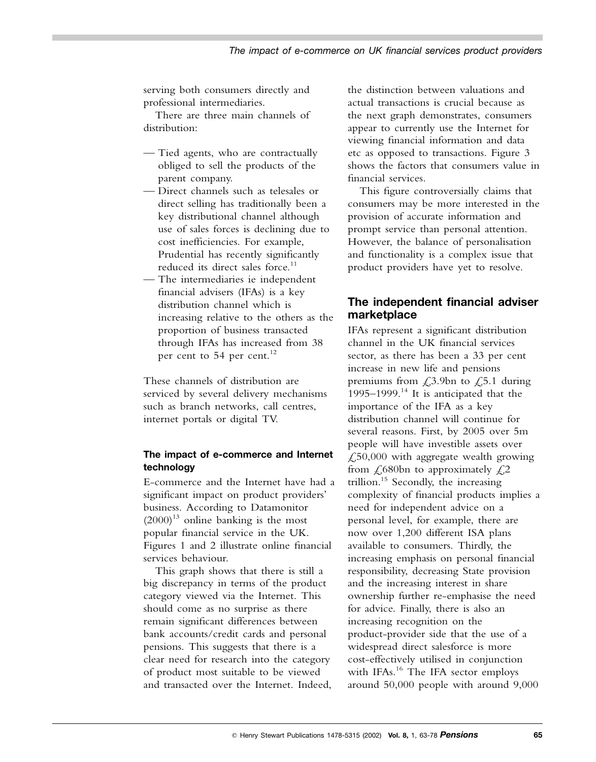serving both consumers directly and professional intermediaries.

There are three main channels of distribution:

- Tied agents, who are contractually obliged to sell the products of the parent company.
- Direct channels such as telesales or direct selling has traditionally been a key distributional channel although use of sales forces is declining due to cost inefficiencies. For example, Prudential has recently significantly reduced its direct sales force.[11]
- The intermediaries ie independent financial advisers (IFAs) is a key distribution channel which is increasing relative to the others as the proportion of business transacted through IFAs has increased from 38 per cent to 54 per cent.[12]

These channels of distribution are serviced by several delivery mechanisms such as branch networks, call centres, internet portals or digital TV.

### The impact of e-commerce and Internet technology

E-commerce and the Internet have had a significant impact on product providers' business. According to Datamonitor (2000)[13] online banking is the most popular financial service in the UK. Figures 1 and 2 illustrate online financial services behaviour.

This graph shows that there is still a big discrepancy in terms of the product category viewed via the Internet. This should come as no surprise as there remain significant differences between bank accounts/credit cards and personal pensions. This suggests that there is a clear need for research into the category of product most suitable to be viewed and transacted over the Internet. Indeed, the distinction between valuations and actual transactions is crucial because as the next graph demonstrates, consumers appear to currently use the Internet for viewing financial information and data etc as opposed to transactions. Figure 3 shows the factors that consumers value in financial services.

This figure controversially claims that consumers may be more interested in the provision of accurate information and prompt service than personal attention. However, the balance of personalisation and functionality is a complex issue that product providers have yet to resolve.

## The independent financial adviser marketplace

IFAs represent a significant distribution channel in the UK financial services sector, as there has been a 33 per cent increase in new life and pensions premiums from £3.9bn to £5.1 during 1995–1999.[14] It is anticipated that the importance of the IFA as a key distribution channel will continue for several reasons. First, by 2005 over 5m people will have investible assets over £50,000 with aggregate wealth growing from £680bn to approximately £2 trillion.[15] Secondly, the increasing complexity of financial products implies a need for independent advice on a personal level, for example, there are now over 1,200 different ISA plans available to consumers. Thirdly, the increasing emphasis on personal financial responsibility, decreasing State provision and the increasing interest in share ownership further re-emphasise the need for advice. Finally, there is also an increasing recognition on the product-provider side that the use of a widespread direct salesforce is more cost-effectively utilised in conjunction with IFAs.[16] The IFA sector employs around 50,000 people with around 9,000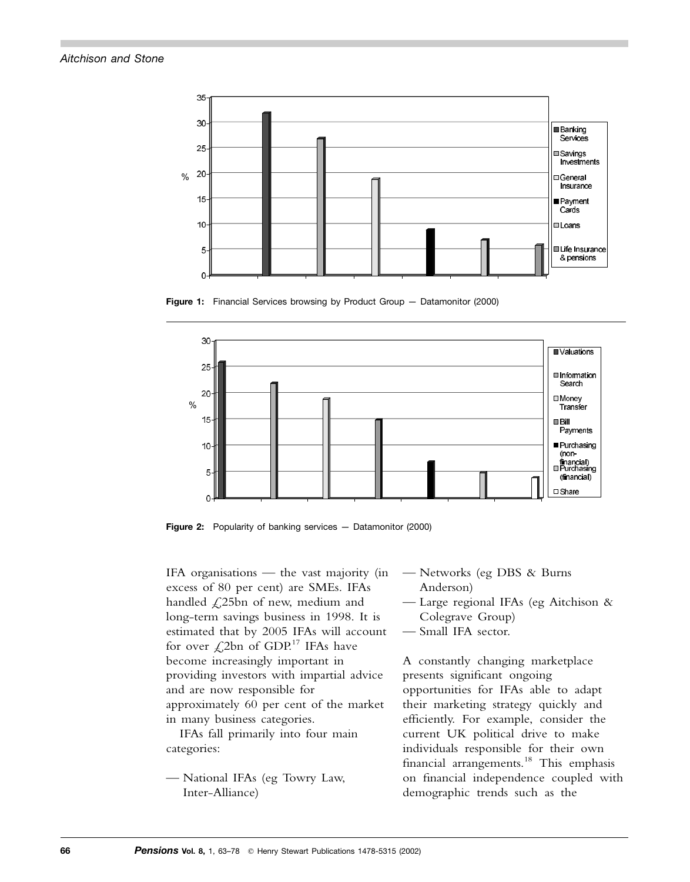Figure 1: Financial Services browsing by Product Group — Datamonitor (2000)

Figure 2: Popularity of banking services — Datamonitor (2000)

IFA organisations — the vast majority (in excess of 80 per cent) are SMEs. IFAs handled £25bn of new, medium and long-term savings business in 1998. It is estimated that by 2005 IFAs will account for over £2bn of GDP.[17] IFAs have become increasingly important in providing investors with impartial advice and are now responsible for approximately 60 per cent of the market in many business categories.

IFAs fall primarily into four main categories:

— National IFAs (eg Towry Law, Inter-Alliance)
— Networks (eg DBS & Burns Anderson)
— Large regional IFAs (eg Aitchison & Colegrave Group)
— Small IFA sector.

A constantly changing marketplace presents significant ongoing opportunities for IFAs able to adapt their marketing strategy quickly and efficiently. For example, consider the current UK political drive to make individuals responsible for their own financial arrangements.[18] This emphasis on financial independence coupled with demographic trends such as the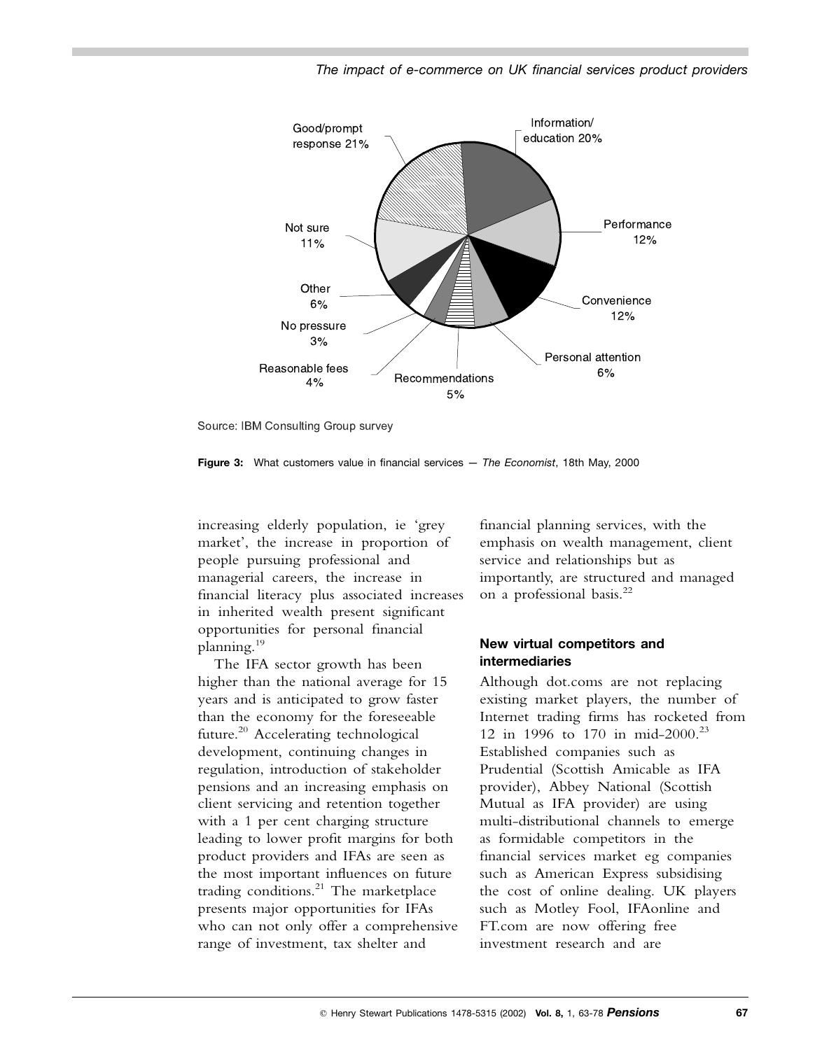Source: IBM Consulting Group survey

**Figure 3:** What customers value in financial services — *The Economist*, 18th May, 2000

increasing elderly population, ie 'grey market', the increase in proportion of people pursuing professional and managerial careers, the increase in financial literacy plus associated increases in inherited wealth present significant opportunities for personal financial planning.[19]

The IFA sector growth has been higher than the national average for 15 years and is anticipated to grow faster than the economy for the foreseeable future.[20] Accelerating technological development, continuing changes in regulation, introduction of stakeholder pensions and an increasing emphasis on client servicing and retention together with a 1 per cent charging structure leading to lower profit margins for both product providers and IFAs are seen as the most important influences on future trading conditions.[21] The marketplace presents major opportunities for IFAs who can not only offer a comprehensive range of investment, tax shelter and financial planning services, with the emphasis on wealth management, client service and relationships but as importantly, are structured and managed on a professional basis.[22]

### New virtual competitors and intermediaries

Although dot.coms are not replacing existing market players, the number of Internet trading firms has rocketed from 12 in 1996 to 170 in mid-2000.[23] Established companies such as Prudential (Scottish Amicable as IFA provider), Abbey National (Scottish Mutual as IFA provider) are using multi-distributional channels to emerge as formidable competitors in the financial services market eg companies such as American Express subsidising the cost of online dealing. UK players such as Motley Fool, IFAonline and FT.com are now offering free investment research and are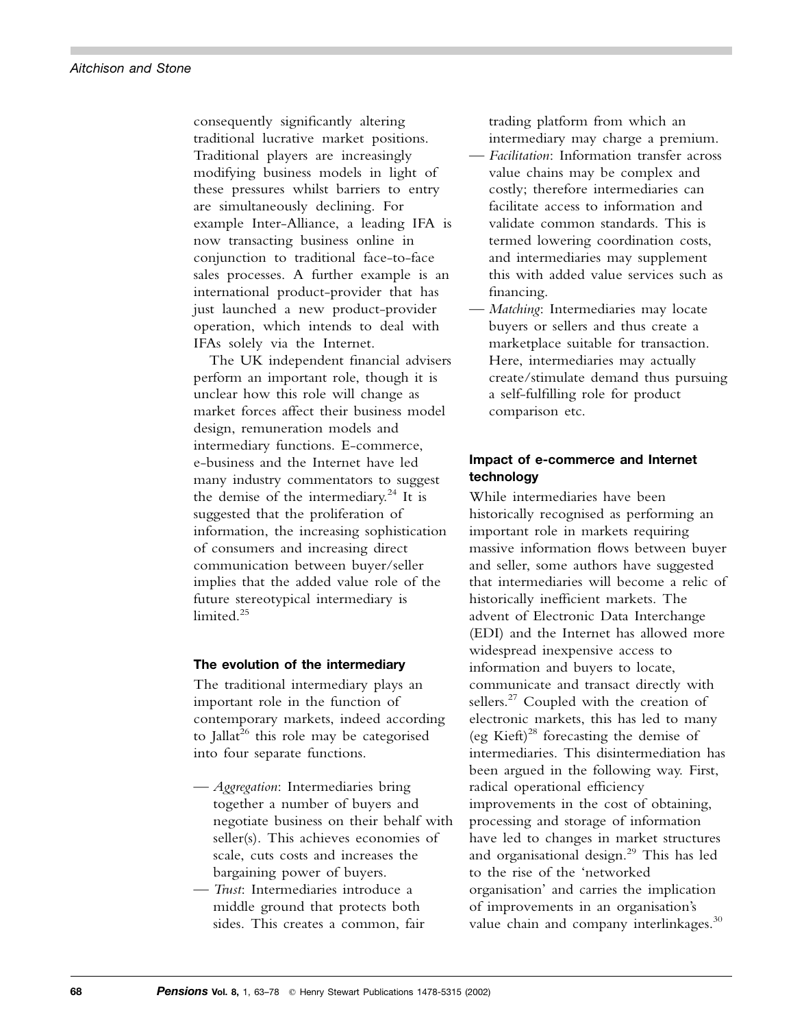consequently significantly altering traditional lucrative market positions. Traditional players are increasingly modifying business models in light of these pressures whilst barriers to entry are simultaneously declining. For example Inter-Alliance, a leading IFA is now transacting business online in conjunction to traditional face-to-face sales processes. A further example is an international product-provider that has just launched a new product-provider operation, which intends to deal with IFAs solely via the Internet.

The UK independent financial advisers perform an important role, though it is unclear how this role will change as market forces affect their business model design, remuneration models and intermediary functions. E-commerce, e-business and the Internet have led many industry commentators to suggest the demise of the intermediary.[24] It is suggested that the proliferation of information, the increasing sophistication of consumers and increasing direct communication between buyer/seller implies that the added value role of the future stereotypical intermediary is limited.[25]

## The evolution of the intermediary

The traditional intermediary plays an important role in the function of contemporary markets, indeed according to Jallat[26] this role may be categorised into four separate functions.

- *Aggregation*: Intermediaries bring together a number of buyers and negotiate business on their behalf with seller(s). This achieves economies of scale, cuts costs and increases the bargaining power of buyers.
- *Trust*: Intermediaries introduce a middle ground that protects both sides. This creates a common, fair trading platform from which an intermediary may charge a premium.
- *Facilitation*: Information transfer across value chains may be complex and costly; therefore intermediaries can facilitate access to information and validate common standards. This is termed lowering coordination costs, and intermediaries may supplement this with added value services such as financing.
- *Matching*: Intermediaries may locate buyers or sellers and thus create a marketplace suitable for transaction. Here, intermediaries may actually create/stimulate demand thus pursuing a self-fulfilling role for product comparison etc.

## Impact of e-commerce and Internet technology

While intermediaries have been historically recognised as performing an important role in markets requiring massive information flows between buyer and seller, some authors have suggested that intermediaries will become a relic of historically inefficient markets. The advent of Electronic Data Interchange (EDI) and the Internet has allowed more widespread inexpensive access to information and buyers to locate, communicate and transact directly with sellers.[27] Coupled with the creation of electronic markets, this has led to many (eg Kieft)[28] forecasting the demise of intermediaries. This disintermediation has been argued in the following way. First, radical operational efficiency improvements in the cost of obtaining, processing and storage of information have led to changes in market structures and organisational design.[29] This has led to the rise of the 'networked organisation' and carries the implication of improvements in an organisation's value chain and company interlinkages.[30]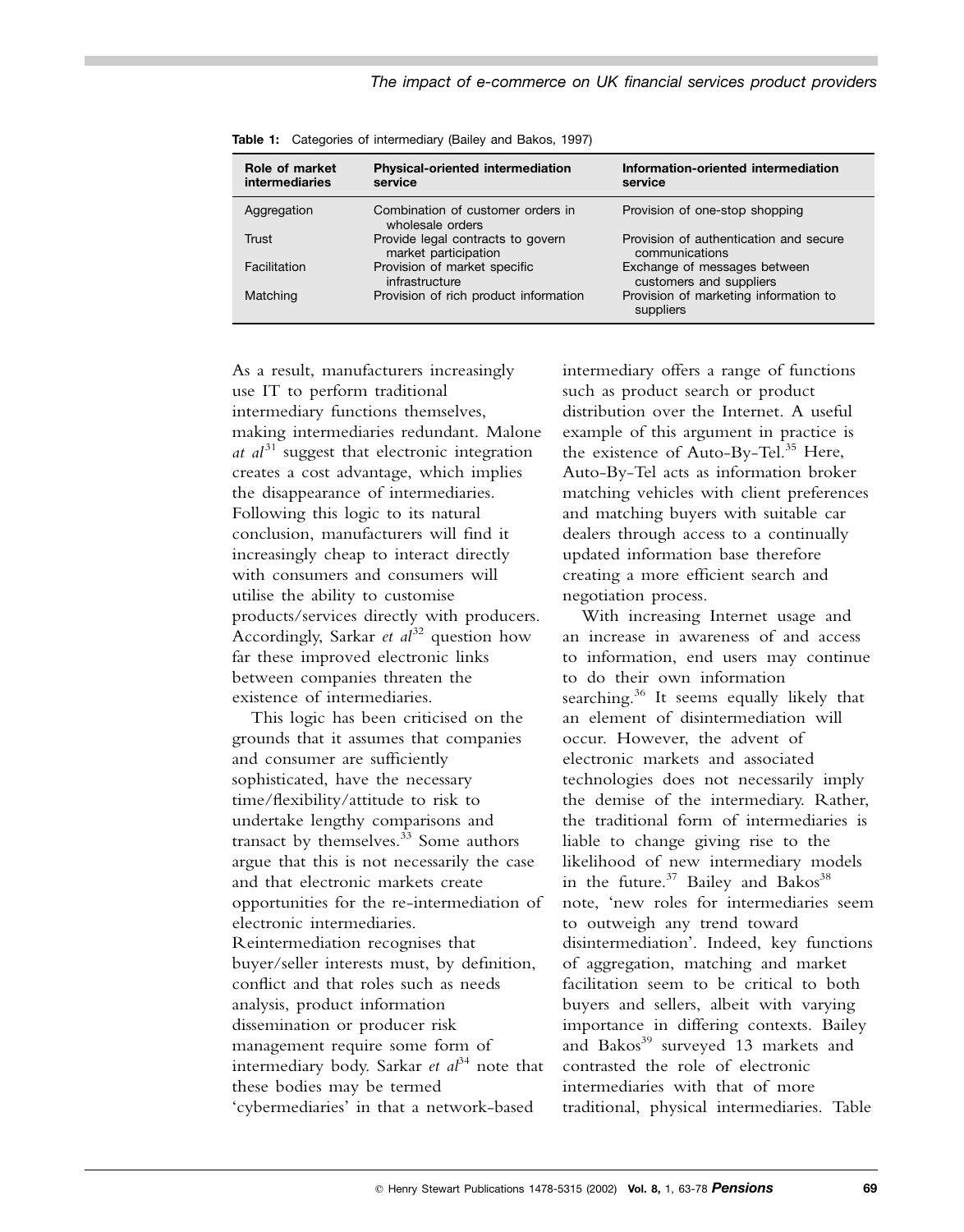**Table 1:** Categories of intermediary (Bailey and Bakos, 1997)

| Role of market intermediaries | Physical-oriented intermediation service | Information-oriented intermediation service |
|---|---|---|
| Aggregation | Combination of customer orders in wholesale orders | Provision of one-stop shopping |
| Trust | Provide legal contracts to govern market participation | Provision of authentication and secure communications |
| Facilitation | Provision of market specific infrastructure | Exchange of messages between customers and suppliers |
| Matching | Provision of rich product information | Provision of marketing information to suppliers |

As a result, manufacturers increasingly use IT to perform traditional intermediary functions themselves, making intermediaries redundant. Malone *at al*[31] suggest that electronic integration creates a cost advantage, which implies the disappearance of intermediaries. Following this logic to its natural conclusion, manufacturers will find it increasingly cheap to interact directly with consumers and consumers will utilise the ability to customise products/services directly with producers. Accordingly, Sarkar *et al*[32] question how far these improved electronic links between companies threaten the existence of intermediaries.

This logic has been criticised on the grounds that it assumes that companies and consumer are sufficiently sophisticated, have the necessary time/flexibility/attitude to risk to undertake lengthy comparisons and transact by themselves.[33] Some authors argue that this is not necessarily the case and that electronic markets create opportunities for the re-intermediation of electronic intermediaries. Reintermediation recognises that buyer/seller interests must, by definition, conflict and that roles such as needs analysis, product information dissemination or producer risk management require some form of intermediary body. Sarkar *et al*[34] note that these bodies may be termed 'cybermediaries' in that a network-based intermediary offers a range of functions such as product search or product distribution over the Internet. A useful example of this argument in practice is the existence of Auto-By-Tel.[35] Here, Auto-By-Tel acts as information broker matching vehicles with client preferences and matching buyers with suitable car dealers through access to a continually updated information base therefore creating a more efficient search and negotiation process.

With increasing Internet usage and an increase in awareness of and access to information, end users may continue to do their own information searching.[36] It seems equally likely that an element of disintermediation will occur. However, the advent of electronic markets and associated technologies does not necessarily imply the demise of the intermediary. Rather, the traditional form of intermediaries is liable to change giving rise to the likelihood of new intermediary models in the future.[37] Bailey and Bakos[38] note, 'new roles for intermediaries seem to outweigh any trend toward disintermediation'. Indeed, key functions of aggregation, matching and market facilitation seem to be critical to both buyers and sellers, albeit with varying importance in differing contexts. Bailey and Bakos[39] surveyed 13 markets and contrasted the role of electronic intermediaries with that of more traditional, physical intermediaries. Table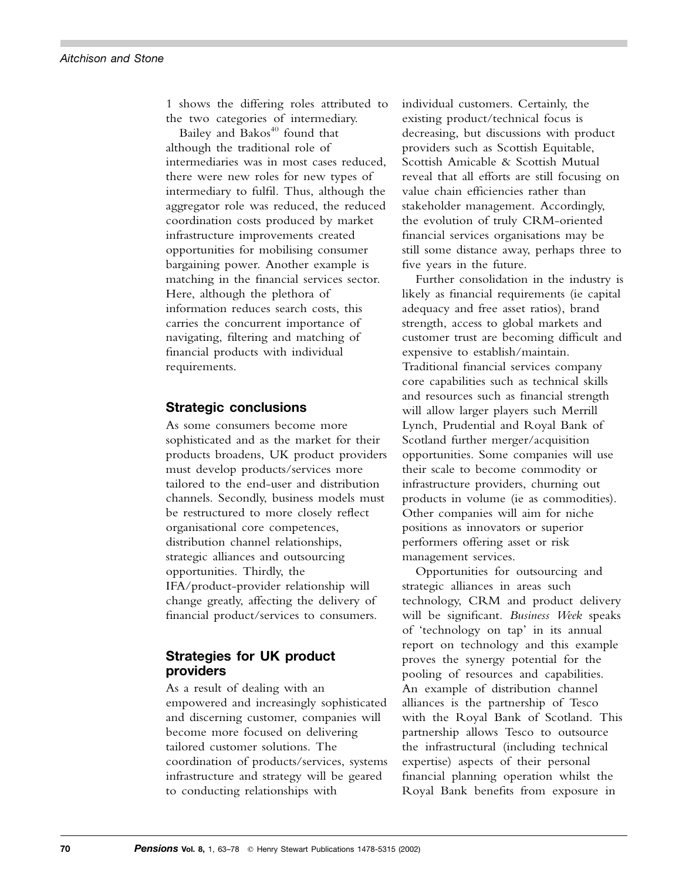1 shows the differing roles attributed to the two categories of intermediary.

Bailey and Bakos[40] found that although the traditional role of intermediaries was in most cases reduced, there were new roles for new types of intermediary to fulfil. Thus, although the aggregator role was reduced, the reduced coordination costs produced by market infrastructure improvements created opportunities for mobilising consumer bargaining power. Another example is matching in the financial services sector. Here, although the plethora of information reduces search costs, this carries the concurrent importance of navigating, filtering and matching of financial products with individual requirements.

## Strategic conclusions

As some consumers become more sophisticated and as the market for their products broadens, UK product providers must develop products/services more tailored to the end-user and distribution channels. Secondly, business models must be restructured to more closely reflect organisational core competences, distribution channel relationships, strategic alliances and outsourcing opportunities. Thirdly, the IFA/product-provider relationship will change greatly, affecting the delivery of financial product/services to consumers.

## Strategies for UK product providers

As a result of dealing with an empowered and increasingly sophisticated and discerning customer, companies will become more focused on delivering tailored customer solutions. The coordination of products/services, systems infrastructure and strategy will be geared to conducting relationships with individual customers. Certainly, the existing product/technical focus is decreasing, but discussions with product providers such as Scottish Equitable, Scottish Amicable & Scottish Mutual reveal that all efforts are still focusing on value chain efficiencies rather than stakeholder management. Accordingly, the evolution of truly CRM-oriented financial services organisations may be still some distance away, perhaps three to five years in the future.

Further consolidation in the industry is likely as financial requirements (ie capital adequacy and free asset ratios), brand strength, access to global markets and customer trust are becoming difficult and expensive to establish/maintain. Traditional financial services company core capabilities such as technical skills and resources such as financial strength will allow larger players such Merrill Lynch, Prudential and Royal Bank of Scotland further merger/acquisition opportunities. Some companies will use their scale to become commodity or infrastructure providers, churning out products in volume (ie as commodities). Other companies will aim for niche positions as innovators or superior performers offering asset or risk management services.

Opportunities for outsourcing and strategic alliances in areas such technology, CRM and product delivery will be significant. *Business Week* speaks of 'technology on tap' in its annual report on technology and this example proves the synergy potential for the pooling of resources and capabilities. An example of distribution channel alliances is the partnership of Tesco with the Royal Bank of Scotland. This partnership allows Tesco to outsource the infrastructural (including technical expertise) aspects of their personal financial planning operation whilst the Royal Bank benefits from exposure in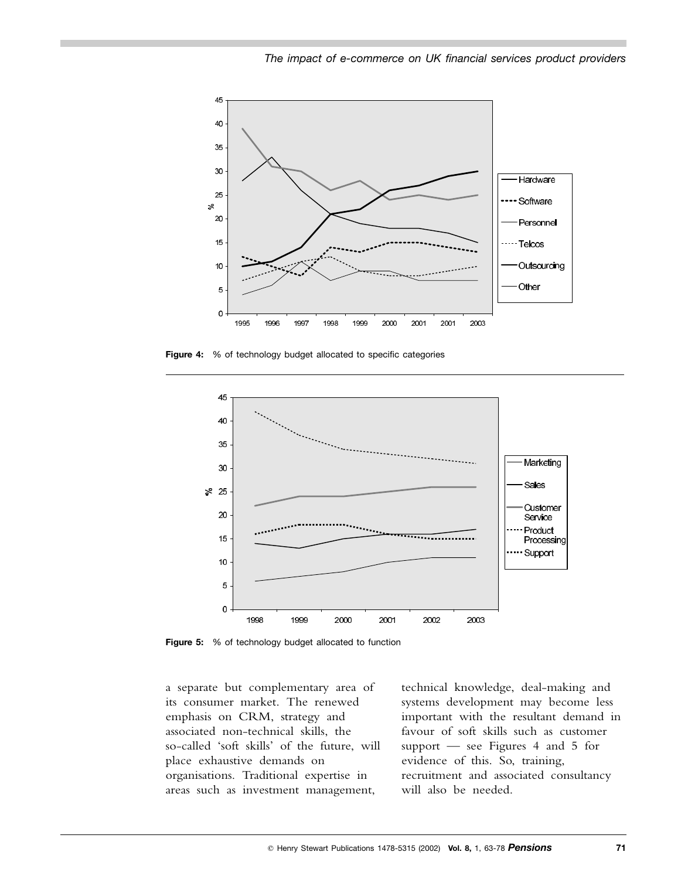Figure 4: % of technology budget allocated to specific categories

Figure 5: % of technology budget allocated to function

a separate but complementary area of its consumer market. The renewed emphasis on CRM, strategy and associated non-technical skills, the so-called 'soft skills' of the future, will place exhaustive demands on organisations. Traditional expertise in areas such as investment management, technical knowledge, deal-making and systems development may become less important with the resultant demand in favour of soft skills such as customer support — see Figures 4 and 5 for evidence of this. So, training, recruitment and associated consultancy will also be needed.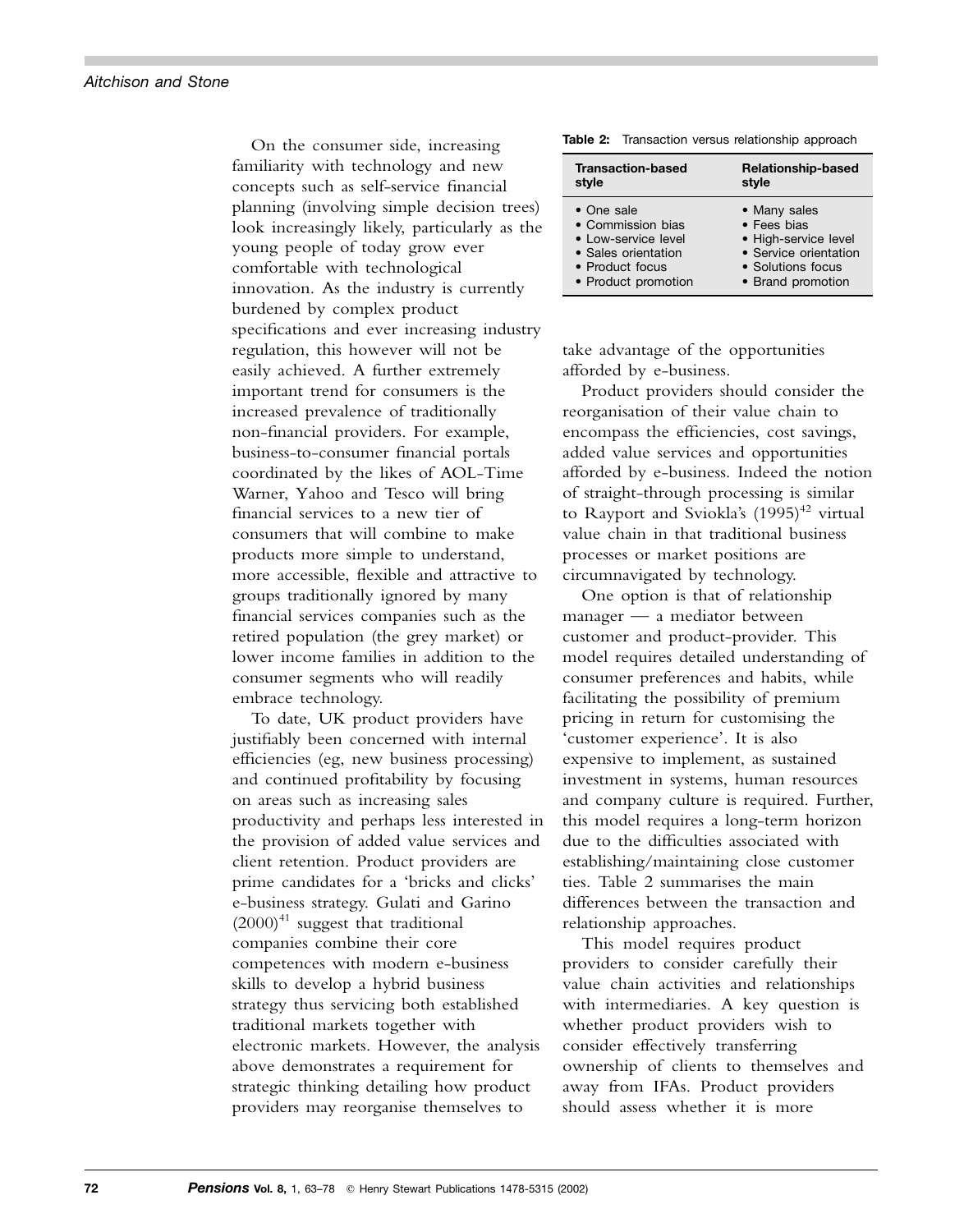On the consumer side, increasing familiarity with technology and new concepts such as self-service financial planning (involving simple decision trees) look increasingly likely, particularly as the young people of today grow ever comfortable with technological innovation. As the industry is currently burdened by complex product specifications and ever increasing industry regulation, this however will not be easily achieved. A further extremely important trend for consumers is the increased prevalence of traditionally non-financial providers. For example, business-to-consumer financial portals coordinated by the likes of AOL-Time Warner, Yahoo and Tesco will bring financial services to a new tier of consumers that will combine to make products more simple to understand, more accessible, flexible and attractive to groups traditionally ignored by many financial services companies such as the retired population (the grey market) or lower income families in addition to the consumer segments who will readily embrace technology.

To date, UK product providers have justifiably been concerned with internal efficiencies (eg, new business processing) and continued profitability by focusing on areas such as increasing sales productivity and perhaps less interested in the provision of added value services and client retention. Product providers are prime candidates for a 'bricks and clicks' e-business strategy. Gulati and Garino (2000)[41] suggest that traditional companies combine their core competences with modern e-business skills to develop a hybrid business strategy thus servicing both established traditional markets together with electronic markets. However, the analysis above demonstrates a requirement for strategic thinking detailing how product providers may reorganise themselves to take advantage of the opportunities afforded by e-business.

**Table 2:** Transaction versus relationship approach

| Transaction-based style | Relationship-based style |
|---|---|
| • One sale | • Many sales |
| • Commission bias | • Fees bias |
| • Low-service level | • High-service level |
| • Sales orientation | • Service orientation |
| • Product focus | • Solutions focus |
| • Product promotion | • Brand promotion |

Product providers should consider the reorganisation of their value chain to encompass the efficiencies, cost savings, added value services and opportunities afforded by e-business. Indeed the notion of straight-through processing is similar to Rayport and Sviokla's (1995)[42] virtual value chain in that traditional business processes or market positions are circumnavigated by technology.

One option is that of relationship manager — a mediator between customer and product-provider. This model requires detailed understanding of consumer preferences and habits, while facilitating the possibility of premium pricing in return for customising the 'customer experience'. It is also expensive to implement, as sustained investment in systems, human resources and company culture is required. Further, this model requires a long-term horizon due to the difficulties associated with establishing/maintaining close customer ties. Table 2 summarises the main differences between the transaction and relationship approaches.

This model requires product providers to consider carefully their value chain activities and relationships with intermediaries. A key question is whether product providers wish to consider effectively transferring ownership of clients to themselves and away from IFAs. Product providers should assess whether it is more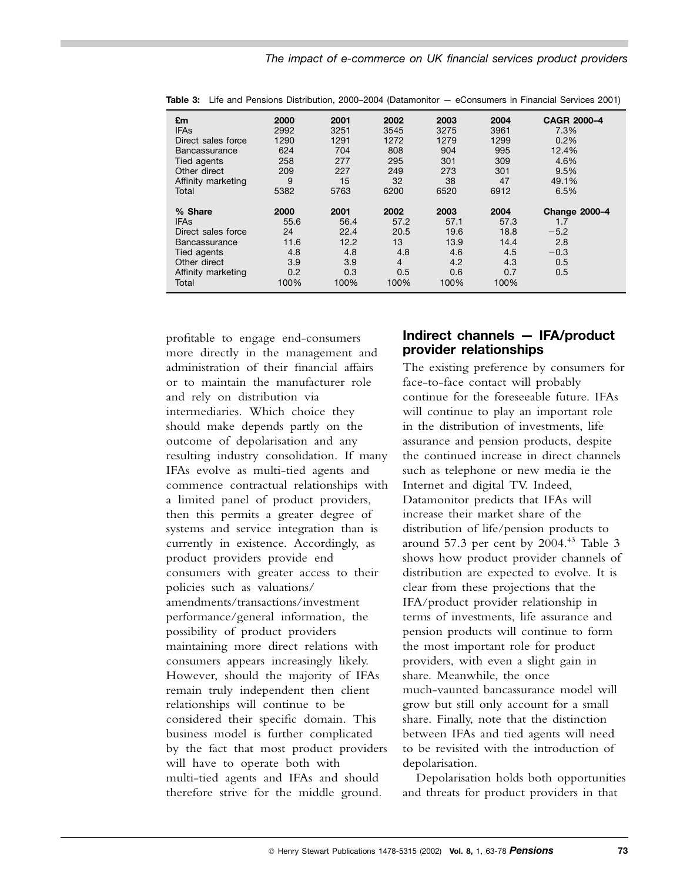**Table 3:** Life and Pensions Distribution, 2000–2004 (Datamonitor — eConsumers in Financial Services 2001)

| £m | 2000 | 2001 | 2002 | 2003 | 2004 | CAGR 2000–4 |
|---|---|---|---|---|---|---|
| IFAs | 2992 | 3251 | 3545 | 3275 | 3961 | 7.3% |
| Direct sales force | 1290 | 1291 | 1272 | 1279 | 1299 | 0.2% |
| Bancassurance | 624 | 704 | 808 | 904 | 995 | 12.4% |
| Tied agents | 258 | 277 | 295 | 301 | 309 | 4.6% |
| Other direct | 209 | 227 | 249 | 273 | 301 | 9.5% |
| Affinity marketing | 9 | 15 | 32 | 38 | 47 | 49.1% |
| Total | 5382 | 5763 | 6200 | 6520 | 6912 | 6.5% |
| **% Share** | **2000** | **2001** | **2002** | **2003** | **2004** | **Change 2000–4** |
| IFAs | 55.6 | 56.4 | 57.2 | 57.1 | 57.3 | 1.7 |
| Direct sales force | 24 | 22.4 | 20.5 | 19.6 | 18.8 | −5.2 |
| Bancassurance | 11.6 | 12.2 | 13 | 13.9 | 14.4 | 2.8 |
| Tied agents | 4.8 | 4.8 | 4.8 | 4.6 | 4.5 | −0.3 |
| Other direct | 3.9 | 3.9 | 4 | 4.2 | 4.3 | 0.5 |
| Affinity marketing | 0.2 | 0.3 | 0.5 | 0.6 | 0.7 | 0.5 |
| Total | 100% | 100% | 100% | 100% | 100% | |

profitable to engage end-consumers more directly in the management and administration of their financial affairs or to maintain the manufacturer role and rely on distribution via intermediaries. Which choice they should make depends partly on the outcome of depolarisation and any resulting industry consolidation. If many IFAs evolve as multi-tied agents and commence contractual relationships with a limited panel of product providers, then this permits a greater degree of systems and service integration than is currently in existence. Accordingly, as product providers provide end consumers with greater access to their policies such as valuations/amendments/transactions/investment performance/general information, the possibility of product providers maintaining more direct relations with consumers appears increasingly likely. However, should the majority of IFAs remain truly independent then client relationships will continue to be considered their specific domain. This business model is further complicated by the fact that most product providers will have to operate both with multi-tied agents and IFAs and should therefore strive for the middle ground.

## Indirect channels — IFA/product provider relationships

The existing preference by consumers for face-to-face contact will probably continue for the foreseeable future. IFAs will continue to play an important role in the distribution of investments, life assurance and pension products, despite the continued increase in direct channels such as telephone or new media ie the Internet and digital TV. Indeed, Datamonitor predicts that IFAs will increase their market share of the distribution of life/pension products to around 57.3 per cent by 2004.[43] Table 3 shows how product provider channels of distribution are expected to evolve. It is clear from these projections that the IFA/product provider relationship in terms of investments, life assurance and pension products will continue to form the most important role for product providers, with even a slight gain in share. Meanwhile, the once much-vaunted bancassurance model will grow but still only account for a small share. Finally, note that the distinction between IFAs and tied agents will need to be revisited with the introduction of depolarisation.

Depolarisation holds both opportunities and threats for product providers in that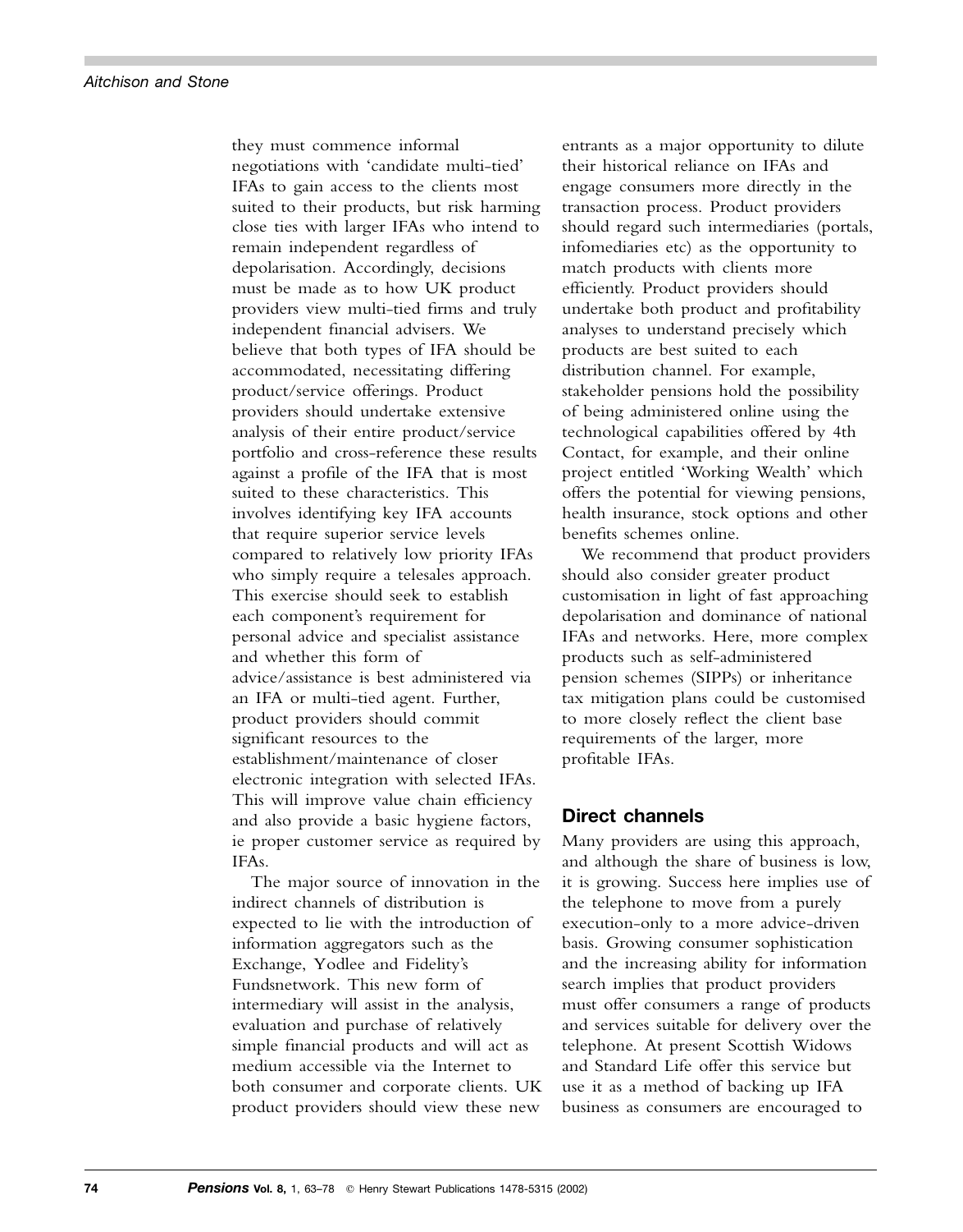they must commence informal negotiations with 'candidate multi-tied' IFAs to gain access to the clients most suited to their products, but risk harming close ties with larger IFAs who intend to remain independent regardless of depolarisation. Accordingly, decisions must be made as to how UK product providers view multi-tied firms and truly independent financial advisers. We believe that both types of IFA should be accommodated, necessitating differing product/service offerings. Product providers should undertake extensive analysis of their entire product/service portfolio and cross-reference these results against a profile of the IFA that is most suited to these characteristics. This involves identifying key IFA accounts that require superior service levels compared to relatively low priority IFAs who simply require a telesales approach. This exercise should seek to establish each component's requirement for personal advice and specialist assistance and whether this form of advice/assistance is best administered via an IFA or multi-tied agent. Further, product providers should commit significant resources to the establishment/maintenance of closer electronic integration with selected IFAs. This will improve value chain efficiency and also provide a basic hygiene factors, ie proper customer service as required by IFAs.

The major source of innovation in the indirect channels of distribution is expected to lie with the introduction of information aggregators such as the Exchange, Yodlee and Fidelity's Fundsnetwork. This new form of intermediary will assist in the analysis, evaluation and purchase of relatively simple financial products and will act as medium accessible via the Internet to both consumer and corporate clients. UK product providers should view these new entrants as a major opportunity to dilute their historical reliance on IFAs and engage consumers more directly in the transaction process. Product providers should regard such intermediaries (portals, infomediaries etc) as the opportunity to match products with clients more efficiently. Product providers should undertake both product and profitability analyses to understand precisely which products are best suited to each distribution channel. For example, stakeholder pensions hold the possibility of being administered online using the technological capabilities offered by 4th Contact, for example, and their online project entitled 'Working Wealth' which offers the potential for viewing pensions, health insurance, stock options and other benefits schemes online.

We recommend that product providers should also consider greater product customisation in light of fast approaching depolarisation and dominance of national IFAs and networks. Here, more complex products such as self-administered pension schemes (SIPPs) or inheritance tax mitigation plans could be customised to more closely reflect the client base requirements of the larger, more profitable IFAs.

## Direct channels

Many providers are using this approach, and although the share of business is low, it is growing. Success here implies use of the telephone to move from a purely execution-only to a more advice-driven basis. Growing consumer sophistication and the increasing ability for information search implies that product providers must offer consumers a range of products and services suitable for delivery over the telephone. At present Scottish Widows and Standard Life offer this service but use it as a method of backing up IFA business as consumers are encouraged to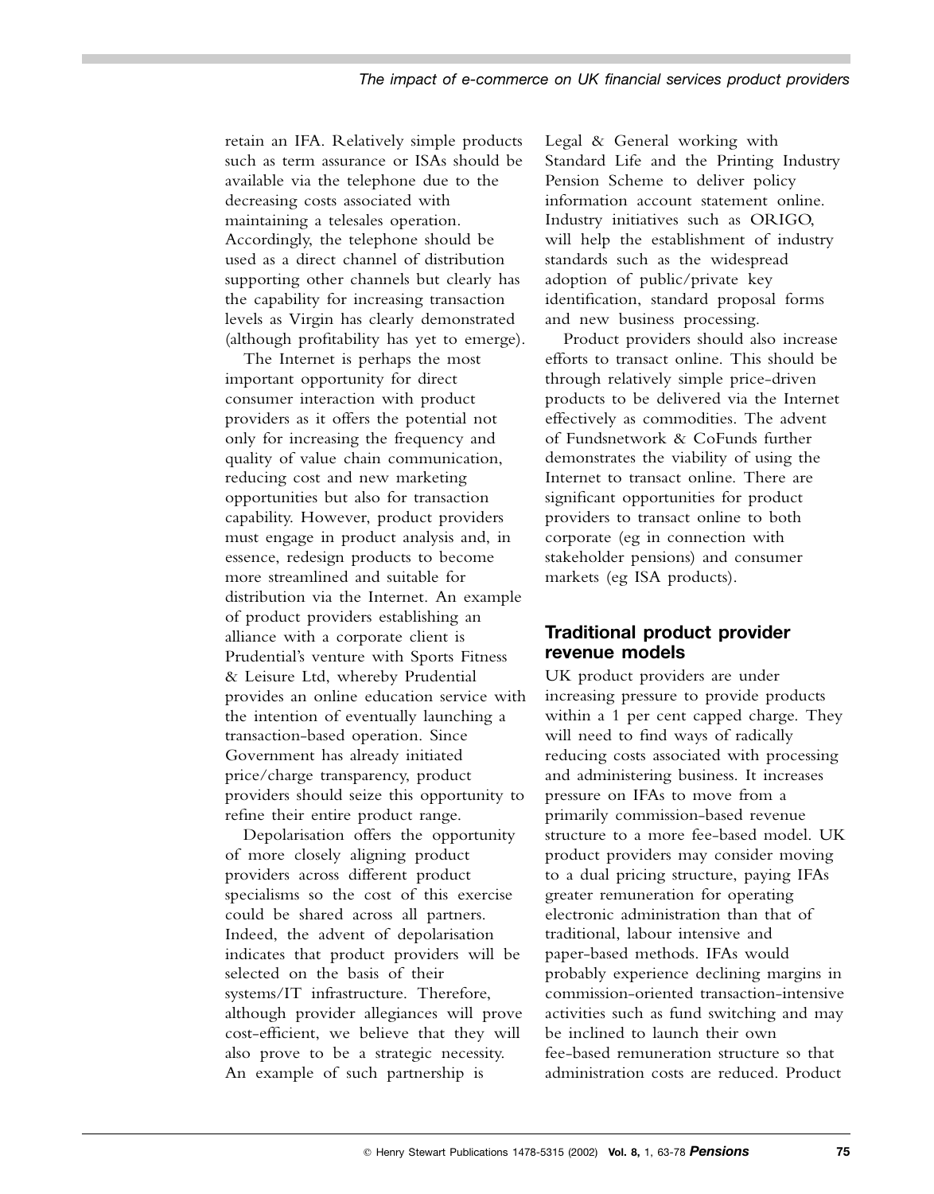retain an IFA. Relatively simple products such as term assurance or ISAs should be available via the telephone due to the decreasing costs associated with maintaining a telesales operation. Accordingly, the telephone should be used as a direct channel of distribution supporting other channels but clearly has the capability for increasing transaction levels as Virgin has clearly demonstrated (although profitability has yet to emerge).

The Internet is perhaps the most important opportunity for direct consumer interaction with product providers as it offers the potential not only for increasing the frequency and quality of value chain communication, reducing cost and new marketing opportunities but also for transaction capability. However, product providers must engage in product analysis and, in essence, redesign products to become more streamlined and suitable for distribution via the Internet. An example of product providers establishing an alliance with a corporate client is Prudential's venture with Sports Fitness & Leisure Ltd, whereby Prudential provides an online education service with the intention of eventually launching a transaction-based operation. Since Government has already initiated price/charge transparency, product providers should seize this opportunity to refine their entire product range.

Depolarisation offers the opportunity of more closely aligning product providers across different product specialisms so the cost of this exercise could be shared across all partners. Indeed, the advent of depolarisation indicates that product providers will be selected on the basis of their systems/IT infrastructure. Therefore, although provider allegiances will prove cost-efficient, we believe that they will also prove to be a strategic necessity. An example of such partnership is Legal & General working with Standard Life and the Printing Industry Pension Scheme to deliver policy information account statement online. Industry initiatives such as ORIGO, will help the establishment of industry standards such as the widespread adoption of public/private key identification, standard proposal forms and new business processing.

Product providers should also increase efforts to transact online. This should be through relatively simple price-driven products to be delivered via the Internet effectively as commodities. The advent of Fundsnetwork & CoFunds further demonstrates the viability of using the Internet to transact online. There are significant opportunities for product providers to transact online to both corporate (eg in connection with stakeholder pensions) and consumer markets (eg ISA products).

## Traditional product provider revenue models

UK product providers are under increasing pressure to provide products within a 1 per cent capped charge. They will need to find ways of radically reducing costs associated with processing and administering business. It increases pressure on IFAs to move from a primarily commission-based revenue structure to a more fee-based model. UK product providers may consider moving to a dual pricing structure, paying IFAs greater remuneration for operating electronic administration than that of traditional, labour intensive and paper-based methods. IFAs would probably experience declining margins in commission-oriented transaction-intensive activities such as fund switching and may be inclined to launch their own fee-based remuneration structure so that administration costs are reduced. Product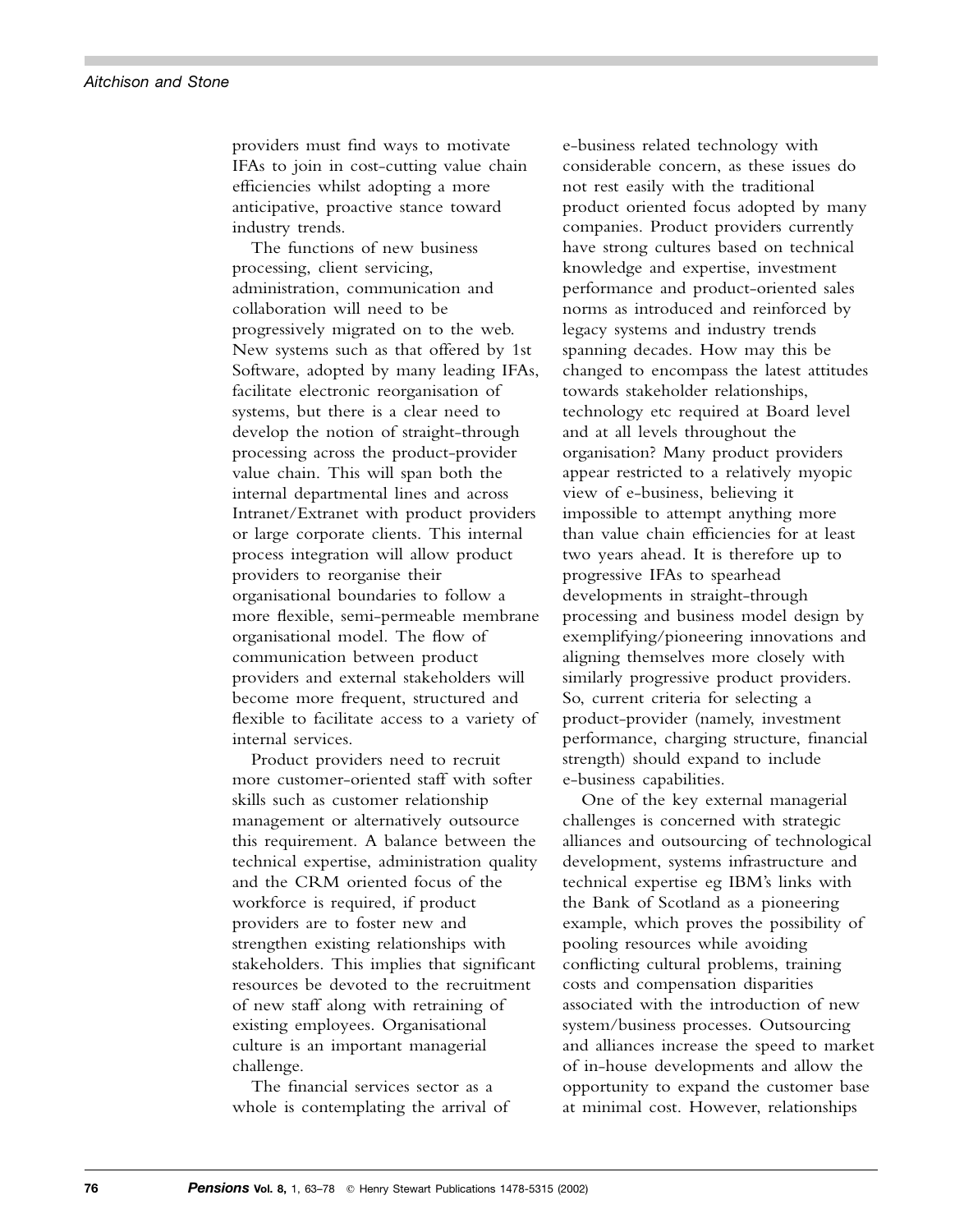providers must find ways to motivate IFAs to join in cost-cutting value chain efficiencies whilst adopting a more anticipative, proactive stance toward industry trends.

The functions of new business processing, client servicing, administration, communication and collaboration will need to be progressively migrated on to the web. New systems such as that offered by 1st Software, adopted by many leading IFAs, facilitate electronic reorganisation of systems, but there is a clear need to develop the notion of straight-through processing across the product-provider value chain. This will span both the internal departmental lines and across Intranet/Extranet with product providers or large corporate clients. This internal process integration will allow product providers to reorganise their organisational boundaries to follow a more flexible, semi-permeable membrane organisational model. The flow of communication between product providers and external stakeholders will become more frequent, structured and flexible to facilitate access to a variety of internal services.

Product providers need to recruit more customer-oriented staff with softer skills such as customer relationship management or alternatively outsource this requirement. A balance between the technical expertise, administration quality and the CRM oriented focus of the workforce is required, if product providers are to foster new and strengthen existing relationships with stakeholders. This implies that significant resources be devoted to the recruitment of new staff along with retraining of existing employees. Organisational culture is an important managerial challenge.

The financial services sector as a whole is contemplating the arrival of e-business related technology with considerable concern, as these issues do not rest easily with the traditional product oriented focus adopted by many companies. Product providers currently have strong cultures based on technical knowledge and expertise, investment performance and product-oriented sales norms as introduced and reinforced by legacy systems and industry trends spanning decades. How may this be changed to encompass the latest attitudes towards stakeholder relationships, technology etc required at Board level and at all levels throughout the organisation? Many product providers appear restricted to a relatively myopic view of e-business, believing it impossible to attempt anything more than value chain efficiencies for at least two years ahead. It is therefore up to progressive IFAs to spearhead developments in straight-through processing and business model design by exemplifying/pioneering innovations and aligning themselves more closely with similarly progressive product providers. So, current criteria for selecting a product-provider (namely, investment performance, charging structure, financial strength) should expand to include e-business capabilities.

One of the key external managerial challenges is concerned with strategic alliances and outsourcing of technological development, systems infrastructure and technical expertise eg IBM's links with the Bank of Scotland as a pioneering example, which proves the possibility of pooling resources while avoiding conflicting cultural problems, training costs and compensation disparities associated with the introduction of new system/business processes. Outsourcing and alliances increase the speed to market of in-house developments and allow the opportunity to expand the customer base at minimal cost. However, relationships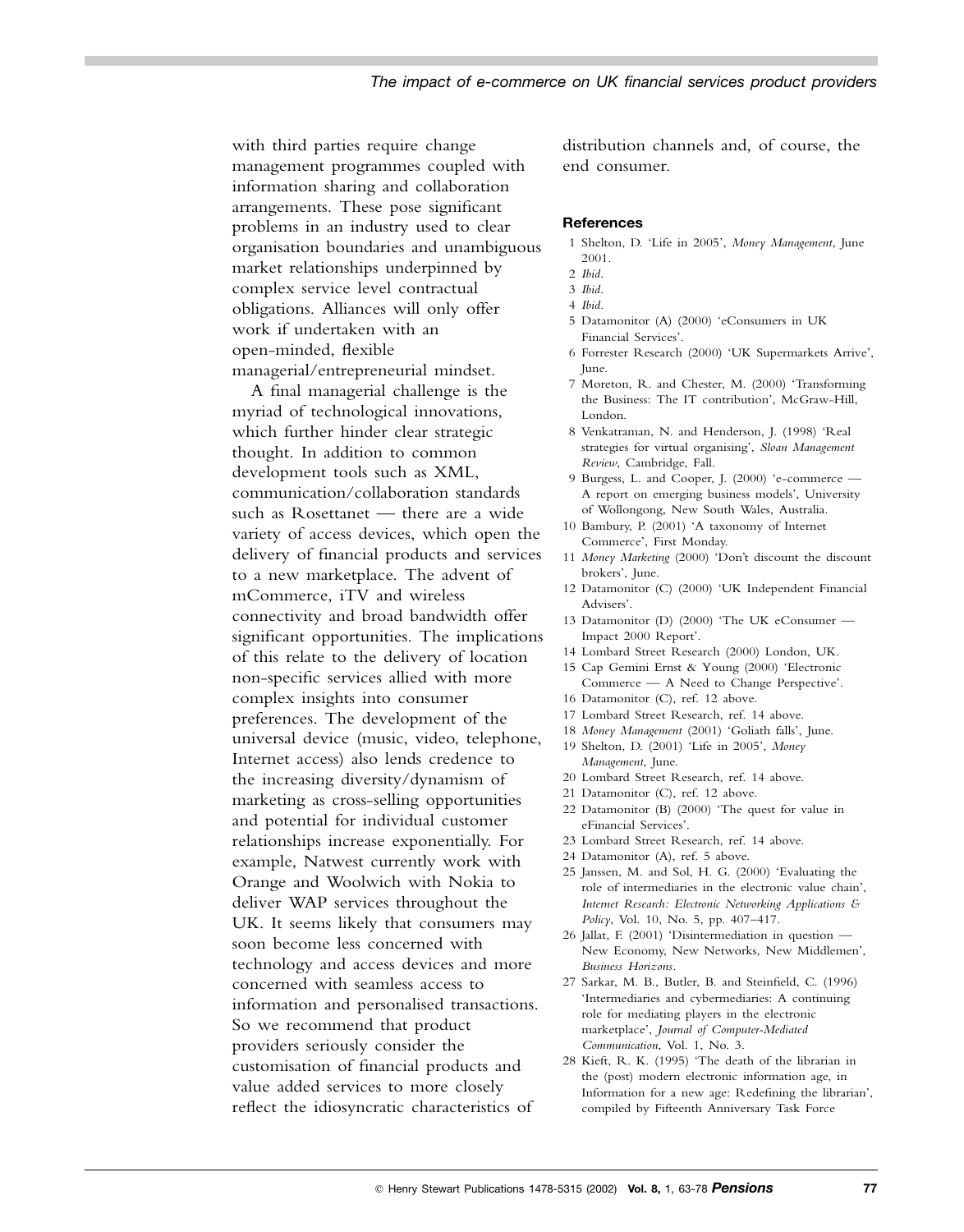with third parties require change management programmes coupled with information sharing and collaboration arrangements. These pose significant problems in an industry used to clear organisation boundaries and unambiguous market relationships underpinned by complex service level contractual obligations. Alliances will only offer work if undertaken with an open-minded, flexible managerial/entrepreneurial mindset.

A final managerial challenge is the myriad of technological innovations, which further hinder clear strategic thought. In addition to common development tools such as XML, communication/collaboration standards such as Rosettanet — there are a wide variety of access devices, which open the delivery of financial products and services to a new marketplace. The advent of mCommerce, iTV and wireless connectivity and broad bandwidth offer significant opportunities. The implications of this relate to the delivery of location non-specific services allied with more complex insights into consumer preferences. The development of the universal device (music, video, telephone, Internet access) also lends credence to the increasing diversity/dynamism of marketing as cross-selling opportunities and potential for individual customer relationships increase exponentially. For example, Natwest currently work with Orange and Woolwich with Nokia to deliver WAP services throughout the UK. It seems likely that consumers may soon become less concerned with technology and access devices and more concerned with seamless access to information and personalised transactions. So we recommend that product providers seriously consider the customisation of financial products and value added services to more closely reflect the idiosyncratic characteristics of distribution channels and, of course, the end consumer.

## References

1 Shelton, D. 'Life in 2005', *Money Management*, June 2001.
2 *Ibid*.
3 *Ibid*.
4 *Ibid*.
5 Datamonitor (A) (2000) 'eConsumers in UK Financial Services'.
6 Forrester Research (2000) 'UK Supermarkets Arrive', June.
7 Moreton, R. and Chester, M. (2000) 'Transforming the Business: The IT contribution', McGraw-Hill, London.
8 Venkatraman, N. and Henderson, J. (1998) 'Real strategies for virtual organising', *Sloan Management Review*, Cambridge, Fall.
9 Burgess, L. and Cooper, J. (2000) 'e-commerce — A report on emerging business models', University of Wollongong, New South Wales, Australia.
10 Bambury, P. (2001) 'A taxonomy of Internet Commerce', First Monday.
11 *Money Marketing* (2000) 'Don't discount the discount brokers', June.
12 Datamonitor (C) (2000) 'UK Independent Financial Advisers'.
13 Datamonitor (D) (2000) 'The UK eConsumer — Impact 2000 Report'.
14 Lombard Street Research (2000) London, UK.
15 Cap Gemini Ernst & Young (2000) 'Electronic Commerce — A Need to Change Perspective'.
16 Datamonitor (C), ref. 12 above.
17 Lombard Street Research, ref. 14 above.
18 *Money Management* (2001) 'Goliath falls', June.
19 Shelton, D. (2001) 'Life in 2005', *Money Management*, June.
20 Lombard Street Research, ref. 14 above.
21 Datamonitor (C), ref. 12 above.
22 Datamonitor (B) (2000) 'The quest for value in eFinancial Services'.
23 Lombard Street Research, ref. 14 above.
24 Datamonitor (A), ref. 5 above.
25 Janssen, M. and Sol, H. G. (2000) 'Evaluating the role of intermediaries in the electronic value chain', *Internet Research: Electronic Networking Applications & Policy*, Vol. 10, No. 5, pp. 407–417.
26 Jallat, F. (2001) 'Disintermediation in question — New Economy, New Networks, New Middlemen', *Business Horizons*.
27 Sarkar, M. B., Butler, B. and Steinfield, C. (1996) 'Intermediaries and cybermediaries: A continuing role for mediating players in the electronic marketplace', *Journal of Computer-Mediated Communication*, Vol. 1, No. 3.
28 Kieft, R. K. (1995) 'The death of the librarian in the (post) modern electronic information age, in Information for a new age: Redefining the librarian', compiled by Fifteenth Anniversary Task Force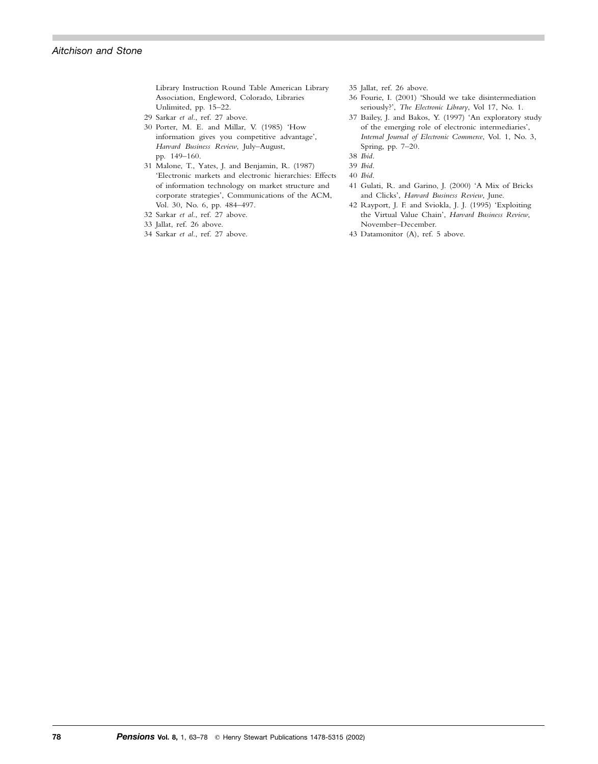Library Instruction Round Table American Library Association, Engleword, Colorado, Libraries Unlimited, pp. 15–22.

29 Sarkar *et al.*, ref. 27 above.

30 Porter, M. E. and Millar, V. (1985) 'How information gives you competitive advantage', *Harvard Business Review*, July–August, pp. 149–160.

31 Malone, T., Yates, J. and Benjamin, R. (1987) 'Electronic markets and electronic hierarchies: Effects of information technology on market structure and corporate strategies', Communications of the ACM, Vol. 30, No. 6, pp. 484–497.

32 Sarkar *et al.*, ref. 27 above.

33 Jallat, ref. 26 above.

34 Sarkar *et al.*, ref. 27 above.

35 Jallat, ref. 26 above.

36 Fourie, I. (2001) 'Should we take disintermediation seriously?', *The Electronic Library*, Vol 17, No. 1.

37 Bailey, J. and Bakos, Y. (1997) 'An exploratory study of the emerging role of electronic intermediaries', *Internal Journal of Electronic Commerce*, Vol. 1, No. 3, Spring, pp. 7–20.

38 *Ibid*.

39 *Ibid*.

40 *Ibid*.

41 Gulati, R. and Garino, J. (2000) 'A Mix of Bricks and Clicks', *Harvard Business Review*, June.

42 Rayport, J. F. and Sviokla, J. J. (1995) 'Exploiting the Virtual Value Chain', *Harvard Business Review*, November–December.

43 Datamonitor (A), ref. 5 above.